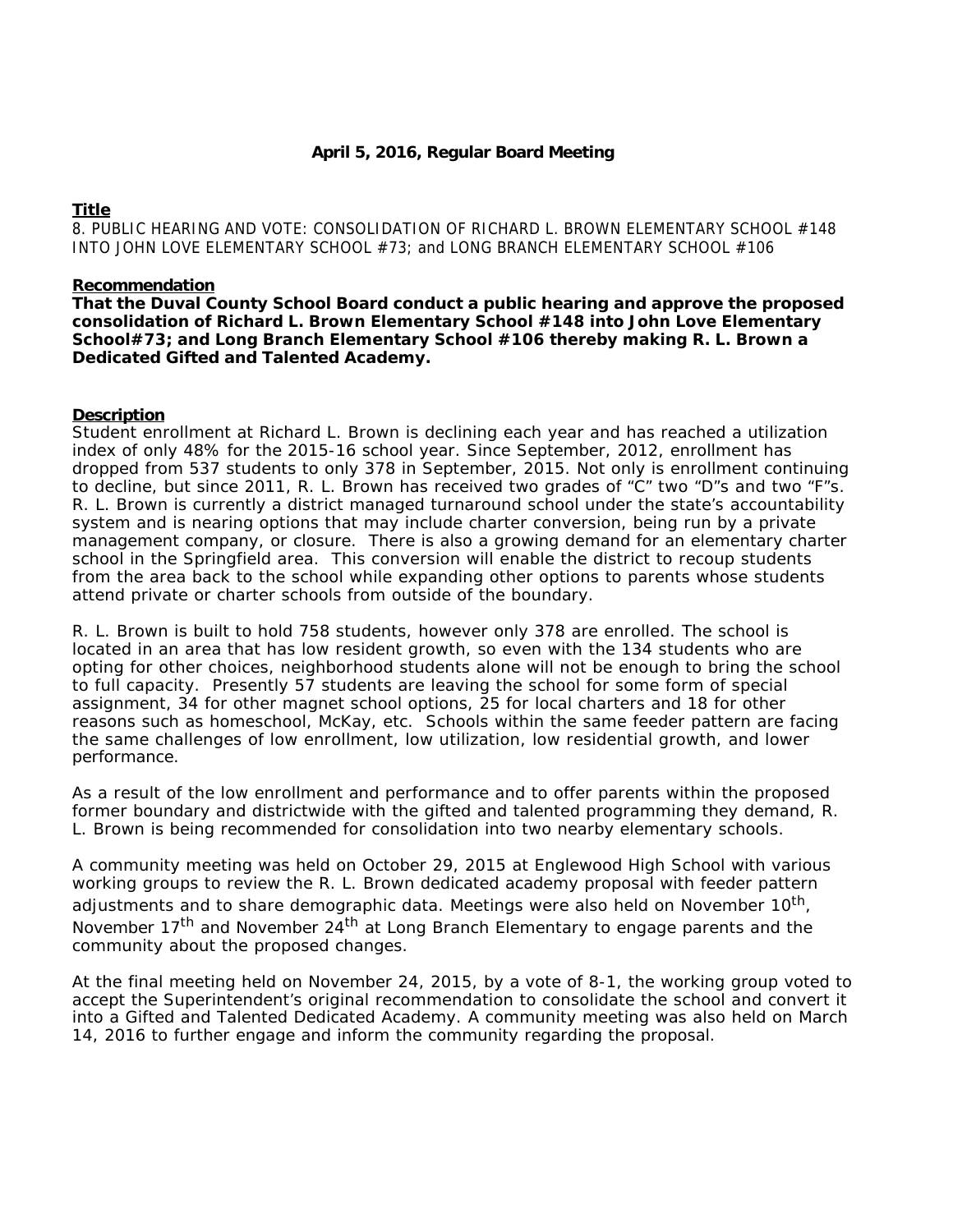**April 5, 2016, Regular Board Meeting**

**Title**

8. PUBLIC HEARING AND VOTE: CONSOLIDATION OF RICHARD L. BROWN ELEMENTARY SCHOOL #148 INTO JOHN LOVE ELEMENTARY SCHOOL #73; and LONG BRANCH ELEMENTARY SCHOOL #106

**Recommendation**

**That the Duval County School Board conduct a public hearing and approve the proposed consolidation of Richard L. Brown Elementary School #148 into John Love Elementary School#73; and Long Branch Elementary School #106 thereby making R. L. Brown a Dedicated Gifted and Talented Academy.**

**Description**

Student enrollment at Richard L. Brown is declining each year and has reached a utilization index of only 48% for the 2015-16 school year. Since September, 2012, enrollment has dropped from 537 students to only 378 in September, 2015. Not only is enrollment continuing to decline, but since 2011, R. L. Brown has received two grades of "C" two "D"s and two "F"s. R. L. Brown is currently a district managed turnaround school under the state's accountability system and is nearing options that may include charter conversion, being run by a private management company, or closure. There is also a growing demand for an elementary charter school in the Springfield area. This conversion will enable the district to recoup students from the area back to the school while expanding other options to parents whose students attend private or charter schools from outside of the boundary.

R. L. Brown is built to hold 758 students, however only 378 are enrolled. The school is located in an area that has low resident growth, so even with the 134 students who are opting for other choices, neighborhood students alone will not be enough to bring the school to full capacity. Presently 57 students are leaving the school for some form of special assignment, 34 for other magnet school options, 25 for local charters and 18 for other reasons such as homeschool, McKay, etc. Schools within the same feeder pattern are facing the same challenges of low enrollment, low utilization, low residential growth, and lower performance.

As a result of the low enrollment and performance and to offer parents within the proposed former boundary and districtwide with the gifted and talented programming they demand, R. L. Brown is being recommended for consolidation into two nearby elementary schools.

A community meeting was held on October 29, 2015 at Englewood High School with various working groups to review the R. L. Brown dedicated academy proposal with feeder pattern adjustments and to share demographic data. Meetings were also held on November 10th, November 17th and November 24th at Long Branch Elementary to engage parents and the community about the proposed changes.

At the final meeting held on November 24, 2015, by a vote of 8-1, the working group voted to accept the Superintendent's original recommendation to consolidate the school and convert it into a Gifted and Talented Dedicated Academy. A community meeting was also held on March 14, 2016 to further engage and inform the community regarding the proposal.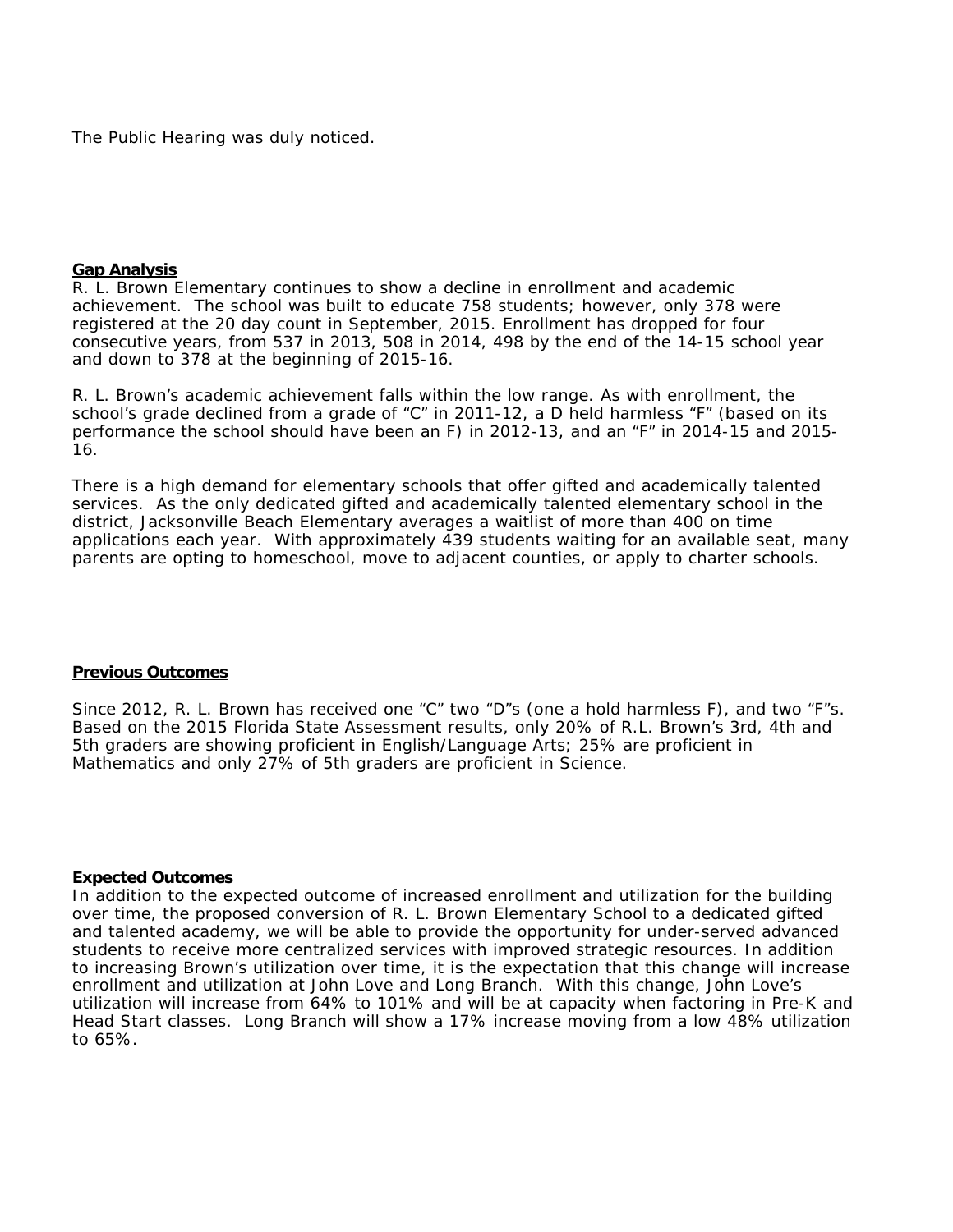The Public Hearing was duly noticed.

**Gap Analysis**

R. L. Brown Elementary continues to show a decline in enrollment and academic achievement. The school was built to educate 758 students; however, only 378 were registered at the 20 day count in September, 2015. Enrollment has dropped for four consecutive years, from 537 in 2013, 508 in 2014, 498 by the end of the 14-15 school year and down to 378 at the beginning of 2015-16.

R. L. Brown's academic achievement falls within the low range. As with enrollment, the school's grade declined from a grade of "C" in 2011-12, a D held harmless "F" (based on its performance the school should have been an F) in 2012-13, and an "F" in 2014-15 and 2015-16.

There is a high demand for elementary schools that offer gifted and academically talented services. As the only dedicated gifted and academically talented elementary school in the district, Jacksonville Beach Elementary averages a waitlist of more than 400 on time applications each year. With approximately 439 students waiting for an available seat, many parents are opting to homeschool, move to adjacent counties, or apply to charter schools.

**Previous Outcomes**

Since 2012, R. L. Brown has received one "C" two "D"s (one a hold harmless F), and two "F"s. Based on the 2015 Florida State Assessment results, only 20% of R.L. Brown's 3rd, 4th and 5th graders are showing proficient in English/Language Arts; 25% are proficient in Mathematics and only 27% of 5th graders are proficient in Science.

**Expected Outcomes**

In addition to the expected outcome of increased enrollment and utilization for the building over time, the proposed conversion of R. L. Brown Elementary School to a dedicated gifted and talented academy, we will be able to provide the opportunity for under-served advanced students to receive more centralized services with improved strategic resources. In addition to increasing Brown's utilization over time, it is the expectation that this change will increase enrollment and utilization at John Love and Long Branch. With this change, John Love's utilization will increase from 64% to 101% and will be at capacity when factoring in Pre-K and Head Start classes. Long Branch will show a 17% increase moving from a low 48% utilization to 65%.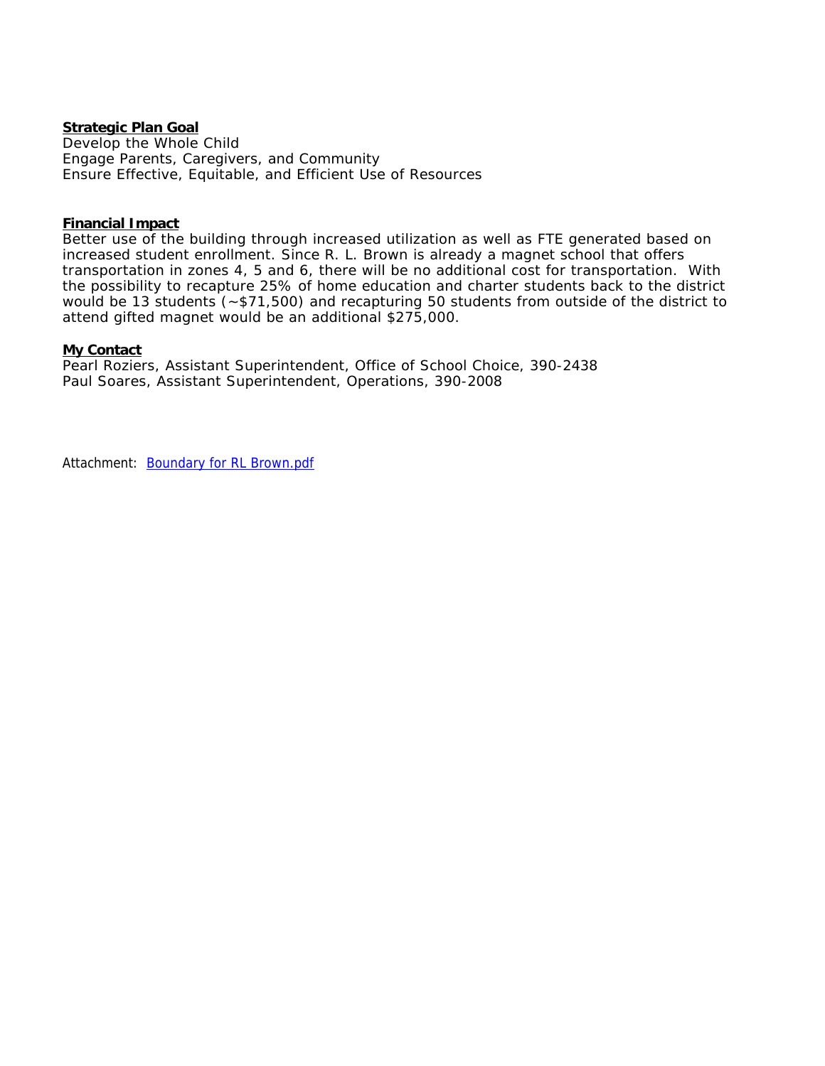**Strategic Plan Goal**
Develop the Whole Child
Engage Parents, Caregivers, and Community
Ensure Effective, Equitable, and Efficient Use of Resources

**Financial Impact**
Better use of the building through increased utilization as well as FTE generated based on increased student enrollment. Since R. L. Brown is already a magnet school that offers transportation in zones 4, 5 and 6, there will be no additional cost for transportation. With the possibility to recapture 25% of home education and charter students back to the district would be 13 students (~$71,500) and recapturing 50 students from outside of the district to attend gifted magnet would be an additional $275,000.

**My Contact**
Pearl Roziers, Assistant Superintendent, Office of School Choice, 390-2438
Paul Soares, Assistant Superintendent, Operations, 390-2008

Attachment: Boundary for RL Brown.pdf